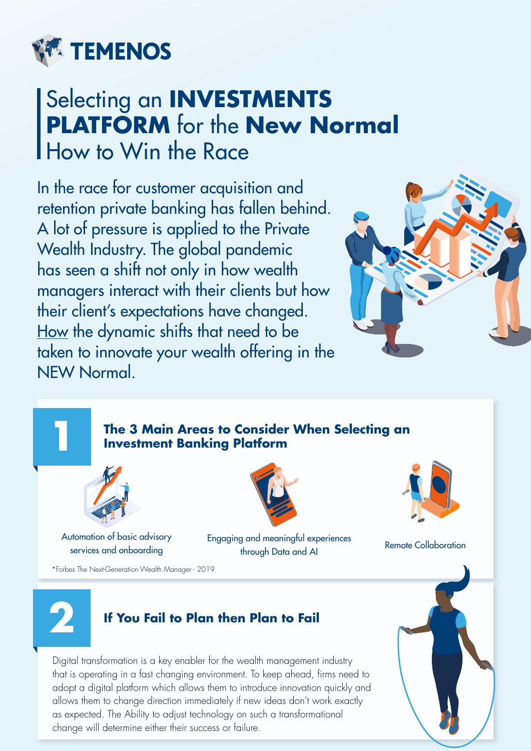# TEMENOS

# Selecting an **INVESTMENTS PLATFORM** for the **New Normal** How to Win the Race

In the race for customer acquisition and retention private banking has fallen behind. A lot of pressure is applied to the Private Wealth Industry. The global pandemic has seen a shift not only in how wealth managers interact with their clients but how their client's expectations have changed. How the dynamic shifts that need to be taken to innovate your wealth offering in the NEW Normal.

## 1 The 3 Main Areas to Consider When Selecting an Investment Banking Platform

- Automation of basic advisory services and onboarding
- Engaging and meaningful experiences through Data and AI
- Remote Collaboration

*Forbes The Next-Generation Wealth Manager - 2019

## 2 If You Fail to Plan then Plan to Fail

Digital transformation is a key enabler for the wealth management industry that is operating in a fast changing environment. To keep ahead, firms need to adopt a digital platform which allows them to introduce innovation quickly and allows them to change direction immediately if new ideas don't work exactly as expected. The Ability to adjust technology on such a transformational change will determine either their success or failure.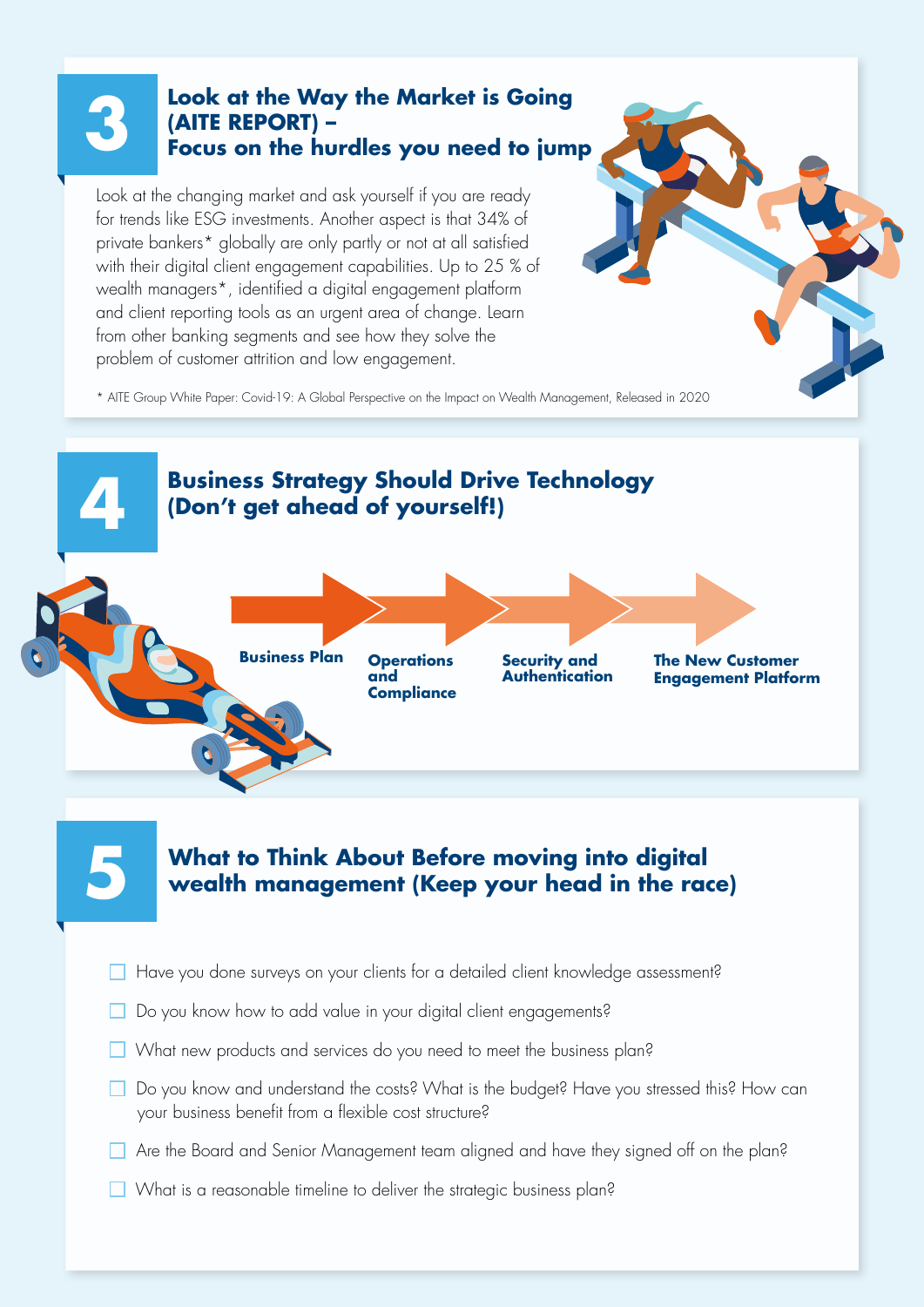## 3 Look at the Way the Market is Going (AITE REPORT) – Focus on the hurdles you need to jump

Look at the changing market and ask yourself if you are ready for trends like ESG investments. Another aspect is that 34% of private bankers* globally are only partly or not at all satisfied with their digital client engagement capabilities. Up to 25 % of wealth managers*, identified a digital engagement platform and client reporting tools as an urgent area of change. Learn from other banking segments and see how they solve the problem of customer attrition and low engagement.

* AITE Group White Paper: Covid-19: A Global Perspective on the Impact on Wealth Management, Released in 2020

## 4 Business Strategy Should Drive Technology (Don't get ahead of yourself!)

**Business Plan** → **Operations and Compliance** → **Security and Authentication** → **The New Customer Engagement Platform**

## 5 What to Think About Before moving into digital wealth management (Keep your head in the race)

- [ ] Have you done surveys on your clients for a detailed client knowledge assessment?
- [ ] Do you know how to add value in your digital client engagements?
- [ ] What new products and services do you need to meet the business plan?
- [ ] Do you know and understand the costs? What is the budget? Have you stressed this? How can your business benefit from a flexible cost structure?
- [ ] Are the Board and Senior Management team aligned and have they signed off on the plan?
- [ ] What is a reasonable timeline to deliver the strategic business plan?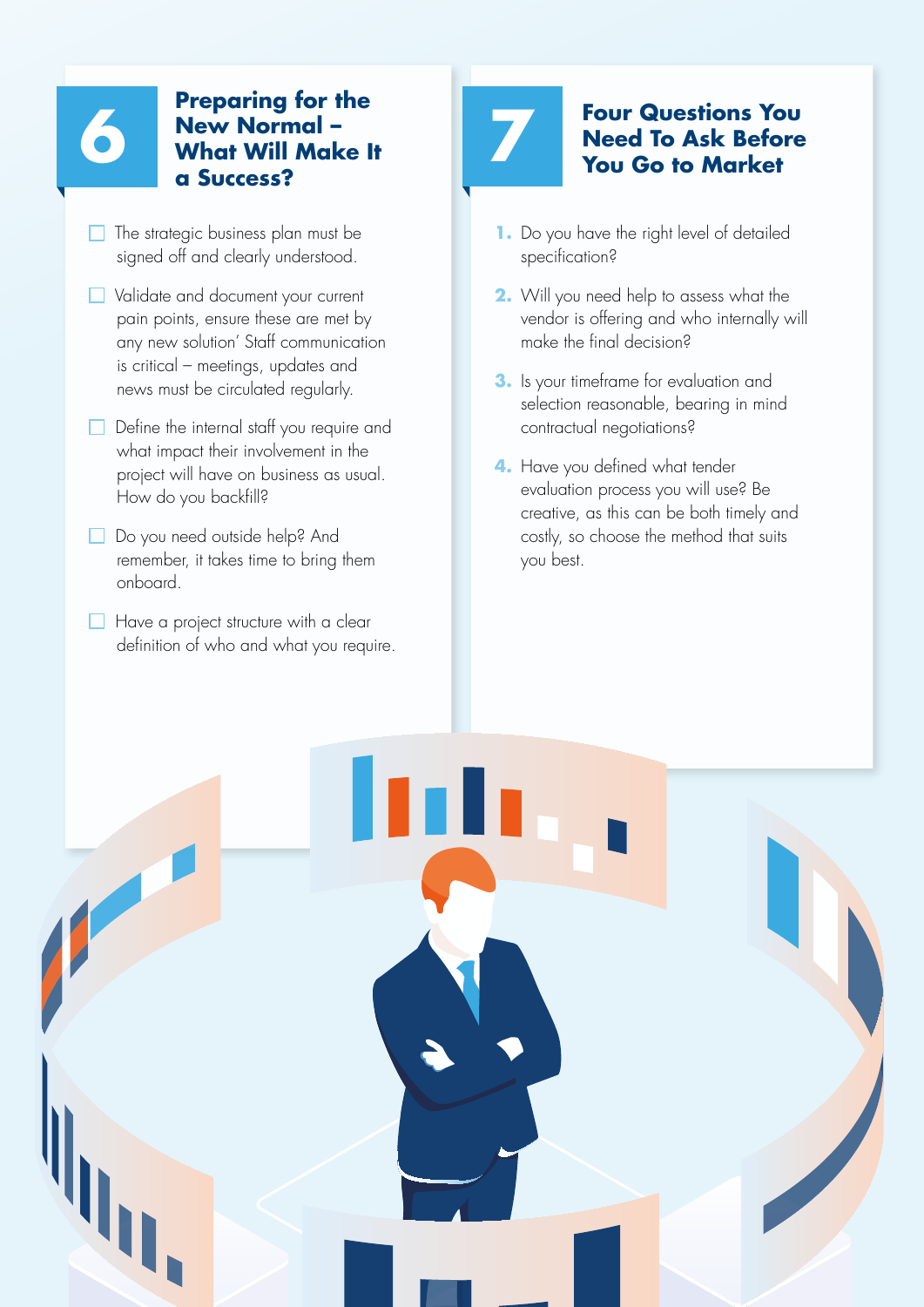## 6 Preparing for the New Normal – What Will Make It a Success?

- [ ] The strategic business plan must be signed off and clearly understood.
- [ ] Validate and document your current pain points, ensure these are met by any new solution' Staff communication is critical – meetings, updates and news must be circulated regularly.
- [ ] Define the internal staff you require and what impact their involvement in the project will have on business as usual. How do you backfill?
- [ ] Do you need outside help? And remember, it takes time to bring them onboard.
- [ ] Have a project structure with a clear definition of who and what you require.

## 7 Four Questions You Need To Ask Before You Go to Market

1. Do you have the right level of detailed specification?
2. Will you need help to assess what the vendor is offering and who internally will make the final decision?
3. Is your timeframe for evaluation and selection reasonable, bearing in mind contractual negotiations?
4. Have you defined what tender evaluation process you will use? Be creative, as this can be both timely and costly, so choose the method that suits you best.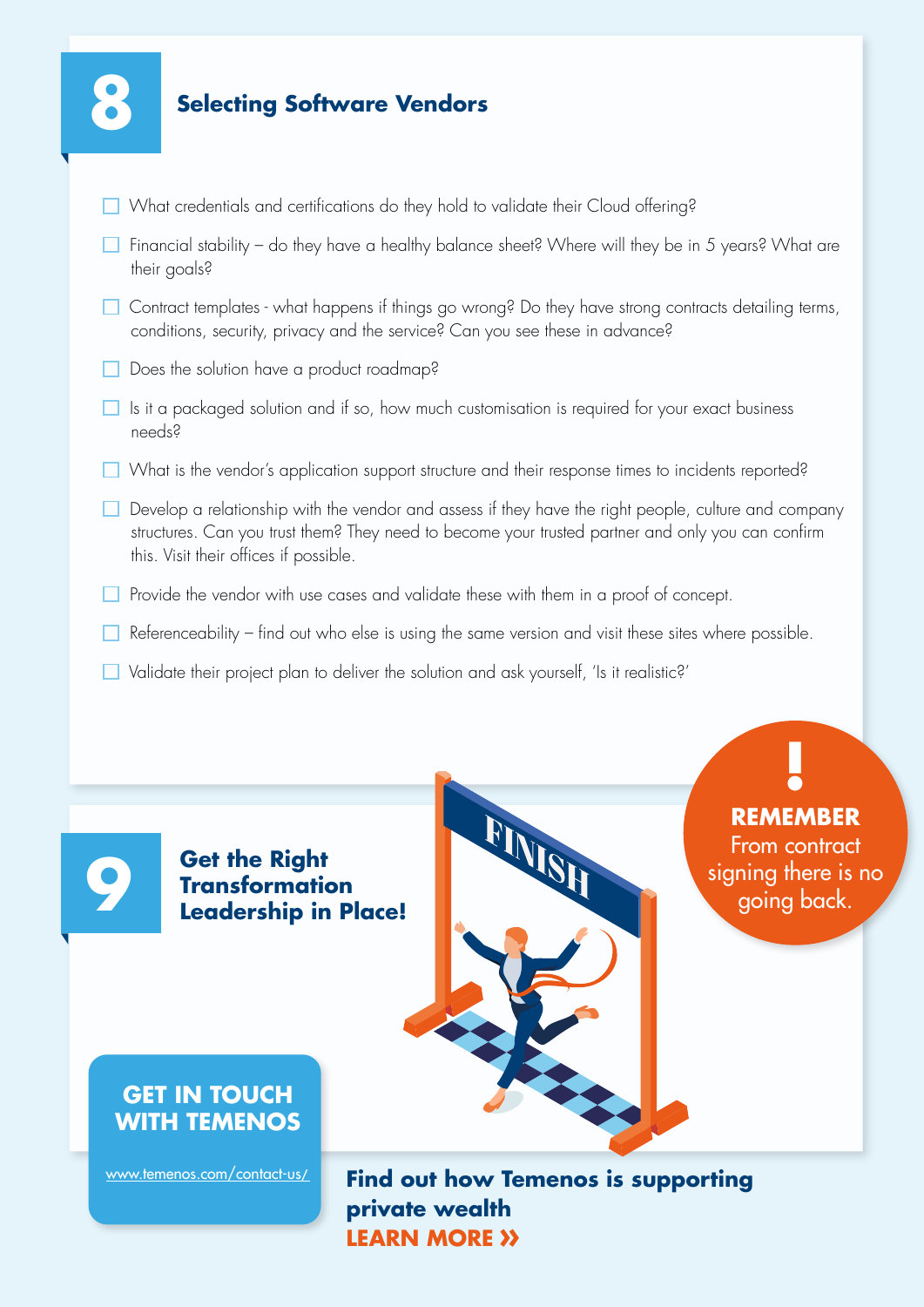## 8 Selecting Software Vendors

- [ ] What credentials and certifications do they hold to validate their Cloud offering?
- [ ] Financial stability – do they have a healthy balance sheet? Where will they be in 5 years? What are their goals?
- [ ] Contract templates - what happens if things go wrong? Do they have strong contracts detailing terms, conditions, security, privacy and the service? Can you see these in advance?
- [ ] Does the solution have a product roadmap?
- [ ] Is it a packaged solution and if so, how much customisation is required for your exact business needs?
- [ ] What is the vendor's application support structure and their response times to incidents reported?
- [ ] Develop a relationship with the vendor and assess if they have the right people, culture and company structures. Can you trust them? They need to become your trusted partner and only you can confirm this. Visit their offices if possible.
- [ ] Provide the vendor with use cases and validate these with them in a proof of concept.
- [ ] Referenceability – find out who else is using the same version and visit these sites where possible.
- [ ] Validate their project plan to deliver the solution and ask yourself, 'Is it realistic?'

## 9 Get the Right Transformation Leadership in Place!

FINISH

**!**
**REMEMBER**
From contract signing there is no going back.

**GET IN TOUCH WITH TEMENOS**

www.temenos.com/contact-us/

**Find out how Temenos is supporting private wealth**
**LEARN MORE »**